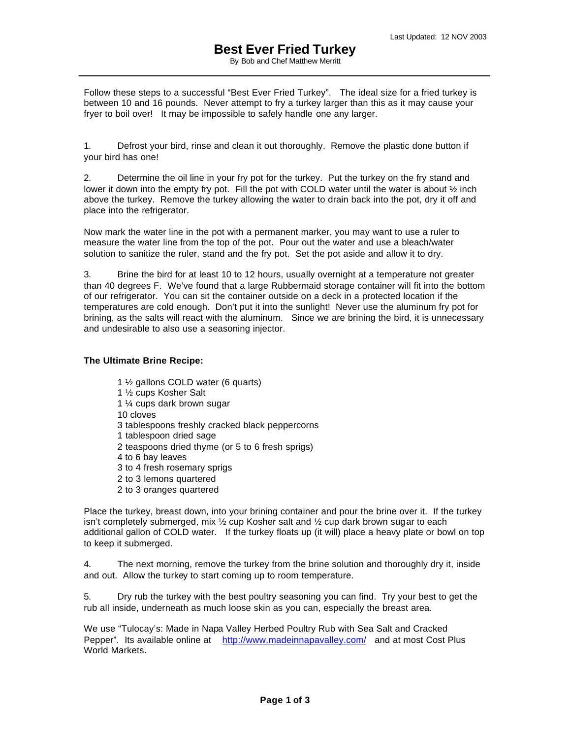Last Updated: 12 NOV 2003

# Best Ever Fried Turkey

By Bob and Chef Matthew Merritt

---

Follow these steps to a successful "Best Ever Fried Turkey". The ideal size for a fried turkey is between 10 and 16 pounds. Never attempt to fry a turkey larger than this as it may cause your fryer to boil over! It may be impossible to safely handle one any larger.

1. Defrost your bird, rinse and clean it out thoroughly. Remove the plastic done button if your bird has one!

2. Determine the oil line in your fry pot for the turkey. Put the turkey on the fry stand and lower it down into the empty fry pot. Fill the pot with COLD water until the water is about ½ inch above the turkey. Remove the turkey allowing the water to drain back into the pot, dry it off and place into the refrigerator.

   Now mark the water line in the pot with a permanent marker, you may want to use a ruler to measure the water line from the top of the pot. Pour out the water and use a bleach/water solution to sanitize the ruler, stand and the fry pot. Set the pot aside and allow it to dry.

3. Brine the bird for at least 10 to 12 hours, usually overnight at a temperature not greater than 40 degrees F. We've found that a large Rubbermaid storage container will fit into the bottom of our refrigerator. You can sit the container outside on a deck in a protected location if the temperatures are cold enough. Don't put it into the sunlight! Never use the aluminum fry pot for brining, as the salts will react with the aluminum. Since we are brining the bird, it is unnecessary and undesirable to also use a seasoning injector.

**The Ultimate Brine Recipe:**

- 1 ½ gallons COLD water (6 quarts)
- 1 ½ cups Kosher Salt
- 1 ¼ cups dark brown sugar
- 10 cloves
- 3 tablespoons freshly cracked black peppercorns
- 1 tablespoon dried sage
- 2 teaspoons dried thyme (or 5 to 6 fresh sprigs)
- 4 to 6 bay leaves
- 3 to 4 fresh rosemary sprigs
- 2 to 3 lemons quartered
- 2 to 3 oranges quartered

Place the turkey, breast down, into your brining container and pour the brine over it. If the turkey isn't completely submerged, mix ½ cup Kosher salt and ½ cup dark brown sugar to each additional gallon of COLD water. If the turkey floats up (it will) place a heavy plate or bowl on top to keep it submerged.

4. The next morning, remove the turkey from the brine solution and thoroughly dry it, inside and out. Allow the turkey to start coming up to room temperature.

5. Dry rub the turkey with the best poultry seasoning you can find. Try your best to get the rub all inside, underneath as much loose skin as you can, especially the breast area.

   We use "Tulocay's: Made in Napa Valley Herbed Poultry Rub with Sea Salt and Cracked Pepper". Its available online at http://www.madeinnapavalley.com/ and at most Cost Plus World Markets.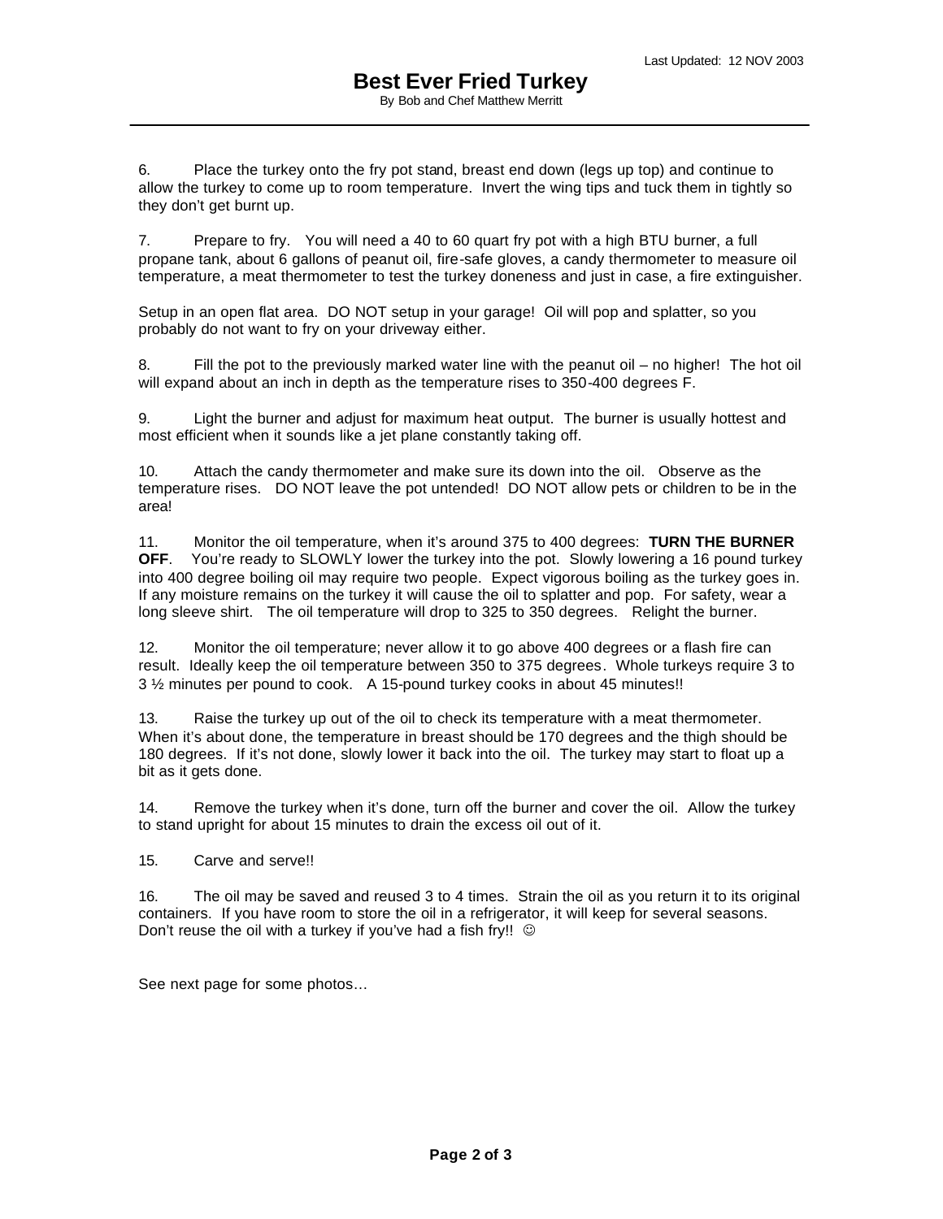Last Updated: 12 NOV 2003

# Best Ever Fried Turkey

By Bob and Chef Matthew Merritt

6. Place the turkey onto the fry pot stand, breast end down (legs up top) and continue to allow the turkey to come up to room temperature. Invert the wing tips and tuck them in tightly so they don't get burnt up.

7. Prepare to fry. You will need a 40 to 60 quart fry pot with a high BTU burner, a full propane tank, about 6 gallons of peanut oil, fire-safe gloves, a candy thermometer to measure oil temperature, a meat thermometer to test the turkey doneness and just in case, a fire extinguisher.

Setup in an open flat area. DO NOT setup in your garage! Oil will pop and splatter, so you probably do not want to fry on your driveway either.

8. Fill the pot to the previously marked water line with the peanut oil – no higher! The hot oil will expand about an inch in depth as the temperature rises to 350-400 degrees F.

9. Light the burner and adjust for maximum heat output. The burner is usually hottest and most efficient when it sounds like a jet plane constantly taking off.

10. Attach the candy thermometer and make sure its down into the oil. Observe as the temperature rises. DO NOT leave the pot untended! DO NOT allow pets or children to be in the area!

11. Monitor the oil temperature, when it's around 375 to 400 degrees: **TURN THE BURNER OFF**. You're ready to SLOWLY lower the turkey into the pot. Slowly lowering a 16 pound turkey into 400 degree boiling oil may require two people. Expect vigorous boiling as the turkey goes in. If any moisture remains on the turkey it will cause the oil to splatter and pop. For safety, wear a long sleeve shirt. The oil temperature will drop to 325 to 350 degrees. Relight the burner.

12. Monitor the oil temperature; never allow it to go above 400 degrees or a flash fire can result. Ideally keep the oil temperature between 350 to 375 degrees. Whole turkeys require 3 to 3 ½ minutes per pound to cook. A 15-pound turkey cooks in about 45 minutes!!

13. Raise the turkey up out of the oil to check its temperature with a meat thermometer. When it's about done, the temperature in breast should be 170 degrees and the thigh should be 180 degrees. If it's not done, slowly lower it back into the oil. The turkey may start to float up a bit as it gets done.

14. Remove the turkey when it's done, turn off the burner and cover the oil. Allow the turkey to stand upright for about 15 minutes to drain the excess oil out of it.

15. Carve and serve!!

16. The oil may be saved and reused 3 to 4 times. Strain the oil as you return it to its original containers. If you have room to store the oil in a refrigerator, it will keep for several seasons. Don't reuse the oil with a turkey if you've had a fish fry!! ☺

See next page for some photos…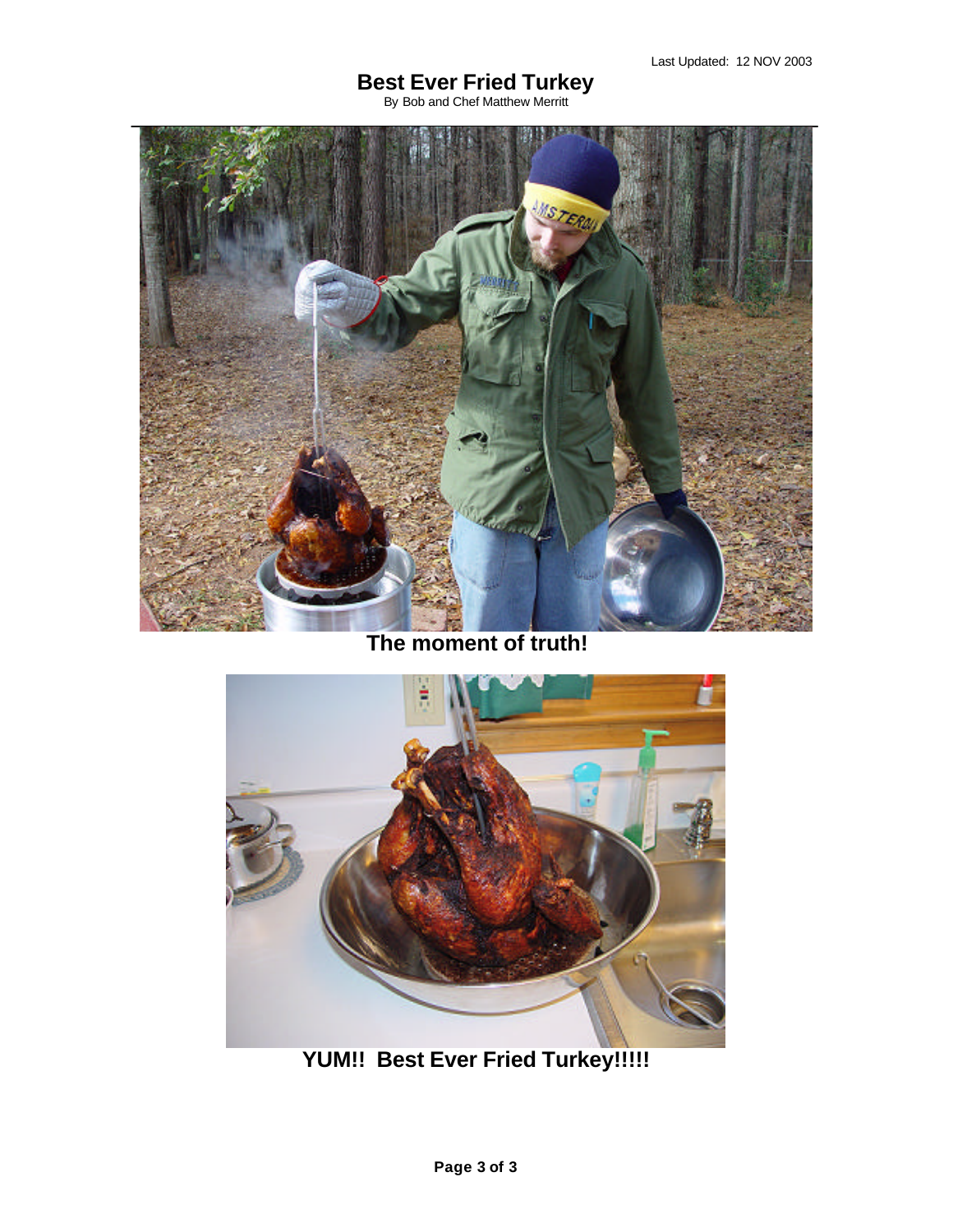Last Updated: 12 NOV 2003

# Best Ever Fried Turkey

By Bob and Chef Matthew Merritt

The moment of truth!

YUM!! Best Ever Fried Turkey!!!!!